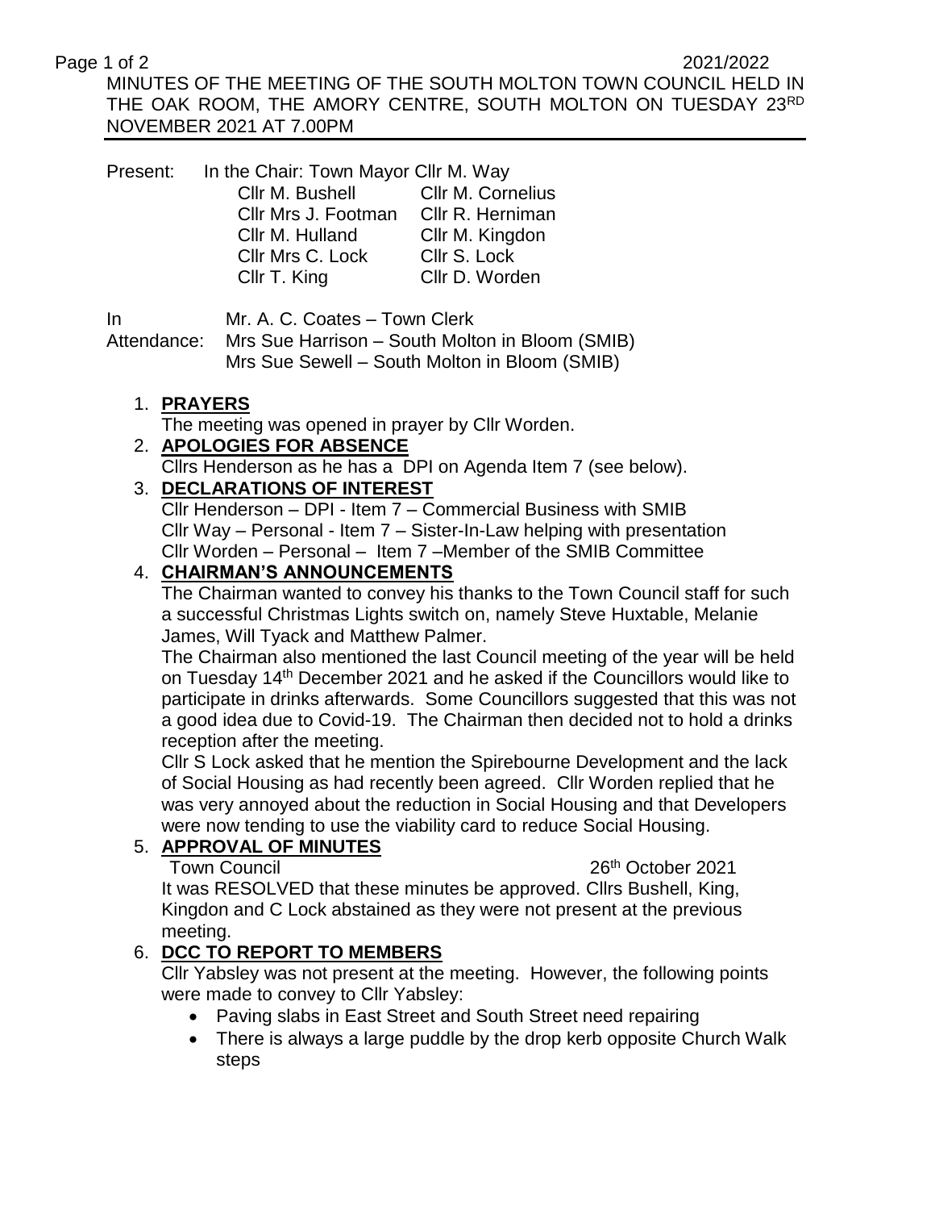MINUTES OF THE MEETING OF THE SOUTH MOLTON TOWN COUNCIL HELD IN THE OAK ROOM, THE AMORY CENTRE, SOUTH MOLTON ON TUESDAY 23RD NOVEMBER 2021 AT 7.00PM

Present: In the Chair: Town Mayor Cllr M. Way

| | |
|---|---|
| Cllr M. Bushell | Cllr M. Cornelius |
| Cllr Mrs J. Footman | Cllr R. Herniman |
| Cllr M. Hulland | Cllr M. Kingdon |
| Cllr Mrs C. Lock | Cllr S. Lock |
| Cllr T. King | Cllr D. Worden |

In Attendance: Mr. A. C. Coates – Town Clerk
Mrs Sue Harrison – South Molton in Bloom (SMIB)
Mrs Sue Sewell – South Molton in Bloom (SMIB)

1. **PRAYERS**
   The meeting was opened in prayer by Cllr Worden.
2. **APOLOGIES FOR ABSENCE**
   Cllrs Henderson as he has a DPI on Agenda Item 7 (see below).
3. **DECLARATIONS OF INTEREST**
   Cllr Henderson – DPI - Item 7 – Commercial Business with SMIB
   Cllr Way – Personal - Item 7 – Sister-In-Law helping with presentation
   Cllr Worden – Personal – Item 7 –Member of the SMIB Committee
4. **CHAIRMAN'S ANNOUNCEMENTS**
   The Chairman wanted to convey his thanks to the Town Council staff for such a successful Christmas Lights switch on, namely Steve Huxtable, Melanie James, Will Tyack and Matthew Palmer.
   The Chairman also mentioned the last Council meeting of the year will be held on Tuesday 14th December 2021 and he asked if the Councillors would like to participate in drinks afterwards. Some Councillors suggested that this was not a good idea due to Covid-19. The Chairman then decided not to hold a drinks reception after the meeting.
   Cllr S Lock asked that he mention the Spirebourne Development and the lack of Social Housing as had recently been agreed. Cllr Worden replied that he was very annoyed about the reduction in Social Housing and that Developers were now tending to use the viability card to reduce Social Housing.
5. **APPROVAL OF MINUTES**
   Town Council 26th October 2021
   It was RESOLVED that these minutes be approved. Cllrs Bushell, King, Kingdon and C Lock abstained as they were not present at the previous meeting.
6. **DCC TO REPORT TO MEMBERS**
   Cllr Yabsley was not present at the meeting. However, the following points were made to convey to Cllr Yabsley:
   - Paving slabs in East Street and South Street need repairing
   - There is always a large puddle by the drop kerb opposite Church Walk steps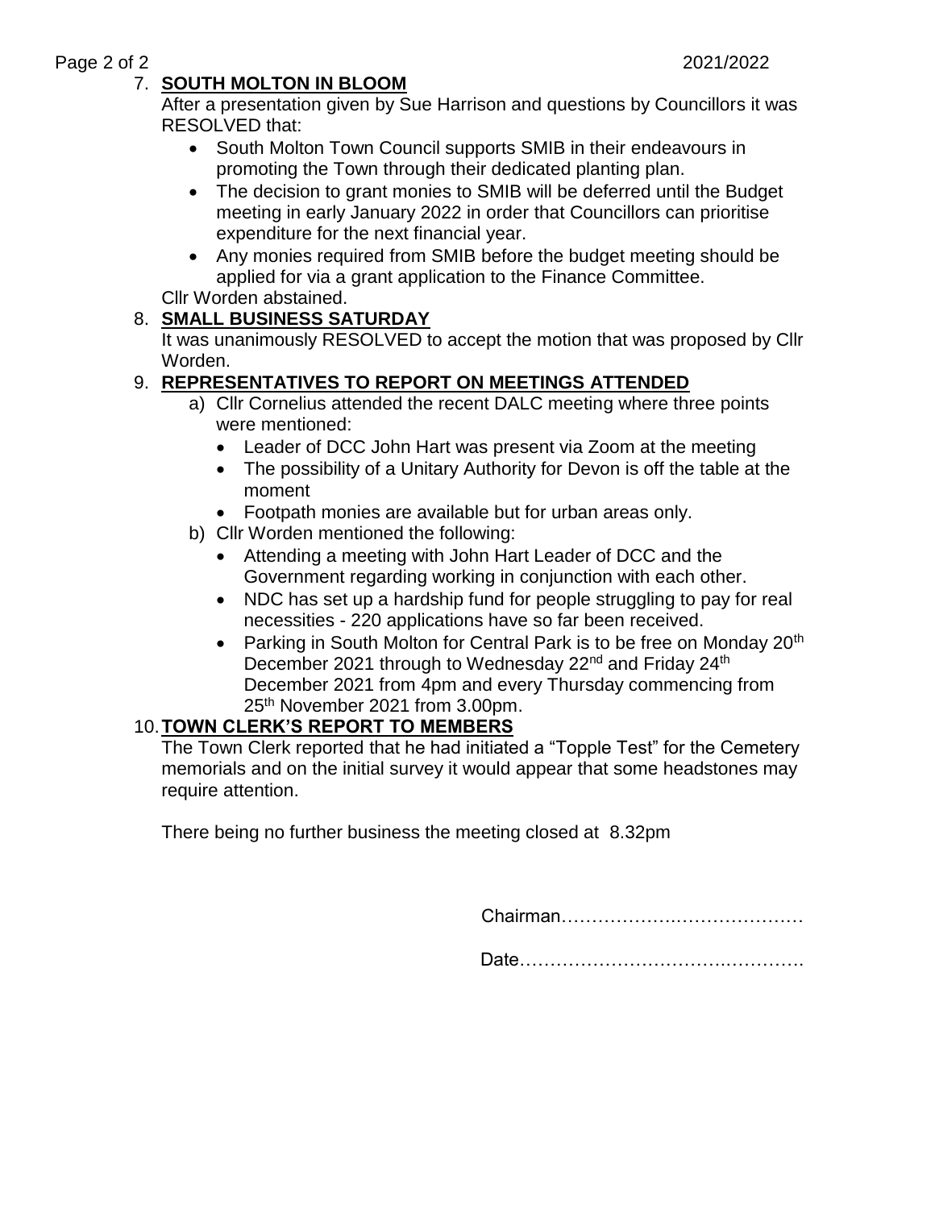7. **SOUTH MOLTON IN BLOOM**

   After a presentation given by Sue Harrison and questions by Councillors it was RESOLVED that:

   - South Molton Town Council supports SMIB in their endeavours in promoting the Town through their dedicated planting plan.
   - The decision to grant monies to SMIB will be deferred until the Budget meeting in early January 2022 in order that Councillors can prioritise expenditure for the next financial year.
   - Any monies required from SMIB before the budget meeting should be applied for via a grant application to the Finance Committee.

   Cllr Worden abstained.

8. **SMALL BUSINESS SATURDAY**

   It was unanimously RESOLVED to accept the motion that was proposed by Cllr Worden.

9. **REPRESENTATIVES TO REPORT ON MEETINGS ATTENDED**

   a) Cllr Cornelius attended the recent DALC meeting where three points were mentioned:
      - Leader of DCC John Hart was present via Zoom at the meeting
      - The possibility of a Unitary Authority for Devon is off the table at the moment
      - Footpath monies are available but for urban areas only.

   b) Cllr Worden mentioned the following:
      - Attending a meeting with John Hart Leader of DCC and the Government regarding working in conjunction with each other.
      - NDC has set up a hardship fund for people struggling to pay for real necessities - 220 applications have so far been received.
      - Parking in South Molton for Central Park is to be free on Monday 20th December 2021 through to Wednesday 22nd and Friday 24th December 2021 from 4pm and every Thursday commencing from 25th November 2021 from 3.00pm.

10. **TOWN CLERK'S REPORT TO MEMBERS**

    The Town Clerk reported that he had initiated a "Topple Test" for the Cemetery memorials and on the initial survey it would appear that some headstones may require attention.

There being no further business the meeting closed at 8.32pm

Chairman…………………………………

Date………………………………………